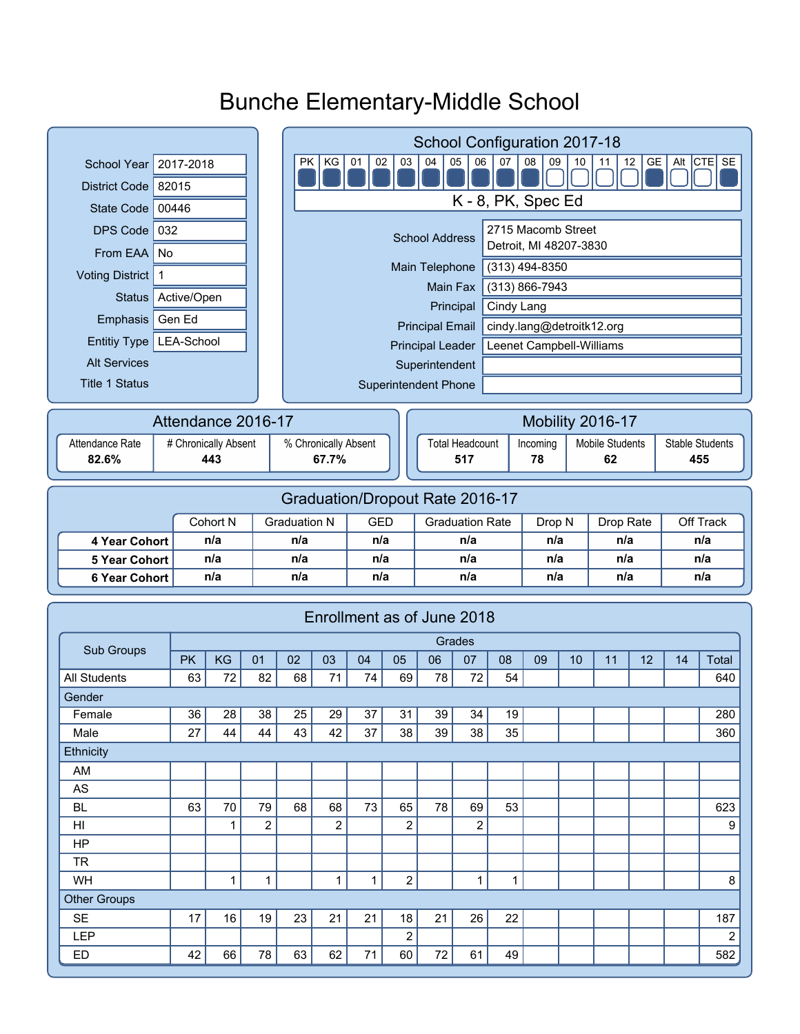# Bunche Elementary-Middle School

| | |
|---|---|
| School Year | 2017-2018 |
| District Code | 82015 |
| State Code | 00446 |
| DPS Code | 032 |
| From EAA | No |
| Voting District | 1 |
| Status | Active/Open |
| Emphasis | Gen Ed |
| Entitiy Type | LEA-School |
| Alt Services | |
| Title 1 Status | |

## School Configuration 2017-18

| PK | KG | 01 | 02 | 03 | 04 | 05 | 06 | 07 | 08 | 09 | 10 | 11 | 12 | GE | Alt | CTE | SE |
|---|---|---|---|---|---|---|---|---|---|---|---|---|---|---|---|---|---|
| ■ | ■ | ■ | ■ | ■ | ■ | ■ | ■ | ■ | ■ | ☐ | ☐ | ☐ | ☐ | ■ | ☐ | ☐ | ■ |

K - 8, PK, Spec Ed

| | |
|---|---|
| School Address | 2715 Macomb Street<br>Detroit, MI 48207-3830 |
| Main Telephone | (313) 494-8350 |
| Main Fax | (313) 866-7943 |
| Principal | Cindy Lang |
| Principal Email | cindy.lang@detroitk12.org |
| Principal Leader | Leenet Campbell-Williams |
| Superintendent | |
| Superintendent Phone | |

## Attendance 2016-17

| Attendance Rate | # Chronically Absent | % Chronically Absent |
|---|---|---|
| **82.6%** | **443** | **67.7%** |

## Mobility 2016-17

| Total Headcount | Incoming | Mobile Students | Stable Students |
|---|---|---|---|
| **517** | **78** | **62** | **455** |

## Graduation/Dropout Rate 2016-17

| | Cohort N | Graduation N | GED | Graduation Rate | Drop N | Drop Rate | Off Track |
|---|---|---|---|---|---|---|---|
| **4 Year Cohort** | n/a | n/a | n/a | n/a | n/a | n/a | n/a |
| **5 Year Cohort** | n/a | n/a | n/a | n/a | n/a | n/a | n/a |
| **6 Year Cohort** | n/a | n/a | n/a | n/a | n/a | n/a | n/a |

## Enrollment as of June 2018

| Sub Groups | Grades | | | | | | | | | | | | | | |
|---|---|---|---|---|---|---|---|---|---|---|---|---|---|---|---|
| | PK | KG | 01 | 02 | 03 | 04 | 05 | 06 | 07 | 08 | 09 | 10 | 11 | 12 | 14 | Total |
| All Students | 63 | 72 | 82 | 68 | 71 | 74 | 69 | 78 | 72 | 54 | | | | | | 640 |
| Gender | | | | | | | | | | | | | | | | |
| Female | 36 | 28 | 38 | 25 | 29 | 37 | 31 | 39 | 34 | 19 | | | | | | 280 |
| Male | 27 | 44 | 44 | 43 | 42 | 37 | 38 | 39 | 38 | 35 | | | | | | 360 |
| Ethnicity | | | | | | | | | | | | | | | | |
| AM | | | | | | | | | | | | | | | | |
| AS | | | | | | | | | | | | | | | | |
| BL | 63 | 70 | 79 | 68 | 68 | 73 | 65 | 78 | 69 | 53 | | | | | | 623 |
| HI | | 1 | 2 | | 2 | | 2 | | 2 | | | | | | | 9 |
| HP | | | | | | | | | | | | | | | | |
| TR | | | | | | | | | | | | | | | | |
| WH | | 1 | 1 | | 1 | 1 | 2 | | 1 | 1 | | | | | | 8 |
| Other Groups | | | | | | | | | | | | | | | | |
| SE | 17 | 16 | 19 | 23 | 21 | 21 | 18 | 21 | 26 | 22 | | | | | | 187 |
| LEP | | | | | | | 2 | | | | | | | | | 2 |
| ED | 42 | 66 | 78 | 63 | 62 | 71 | 60 | 72 | 61 | 49 | | | | | | 582 |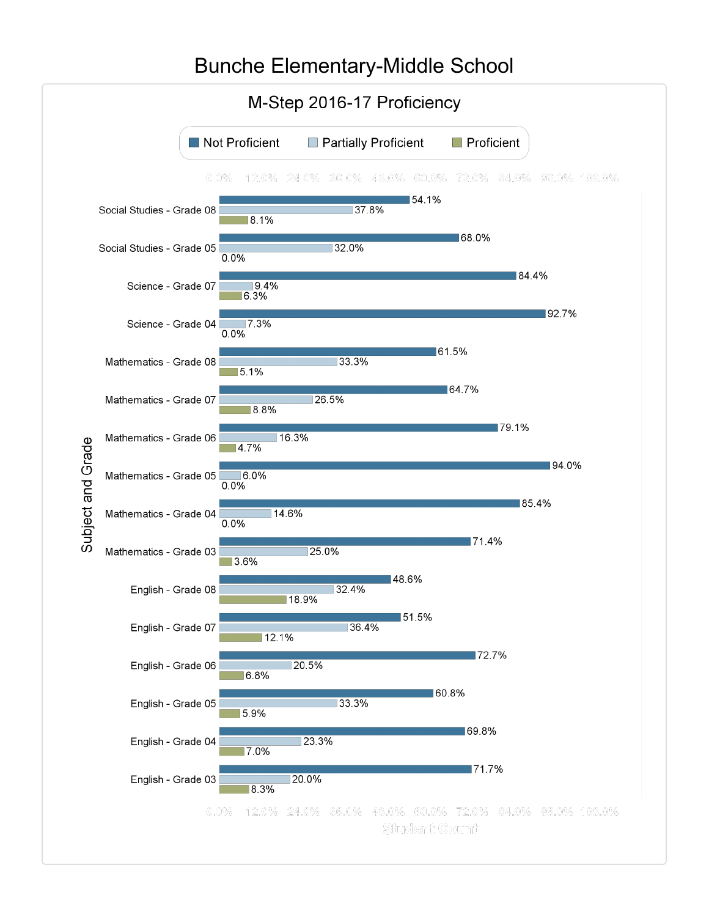# Bunche Elementary-Middle School

## M-Step 2016-17 Proficiency

| Subject and Grade | Not Proficient | Partially Proficient | Proficient |
|---|---|---|---|
| Social Studies - Grade 08 | 54.1% | 37.8% | 8.1% |
| Social Studies - Grade 05 | 68.0% | 32.0% | 0.0% |
| Science - Grade 07 | 84.4% | 9.4% | 6.3% |
| Science - Grade 04 | 92.7% | 7.3% | 0.0% |
| Mathematics - Grade 08 | 61.5% | 33.3% | 5.1% |
| Mathematics - Grade 07 | 64.7% | 26.5% | 8.8% |
| Mathematics - Grade 06 | 79.1% | 16.3% | 4.7% |
| Mathematics - Grade 05 | 94.0% | 6.0% | 0.0% |
| Mathematics - Grade 04 | 85.4% | 14.6% | 0.0% |
| Mathematics - Grade 03 | 71.4% | 25.0% | 3.6% |
| English - Grade 08 | 48.6% | 32.4% | 18.9% |
| English - Grade 07 | 51.5% | 36.4% | 12.1% |
| English - Grade 06 | 72.7% | 20.5% | 6.8% |
| English - Grade 05 | 60.8% | 33.3% | 5.9% |
| English - Grade 04 | 69.8% | 23.3% | 7.0% |
| English - Grade 03 | 71.7% | 20.0% | 8.3% |

Student Count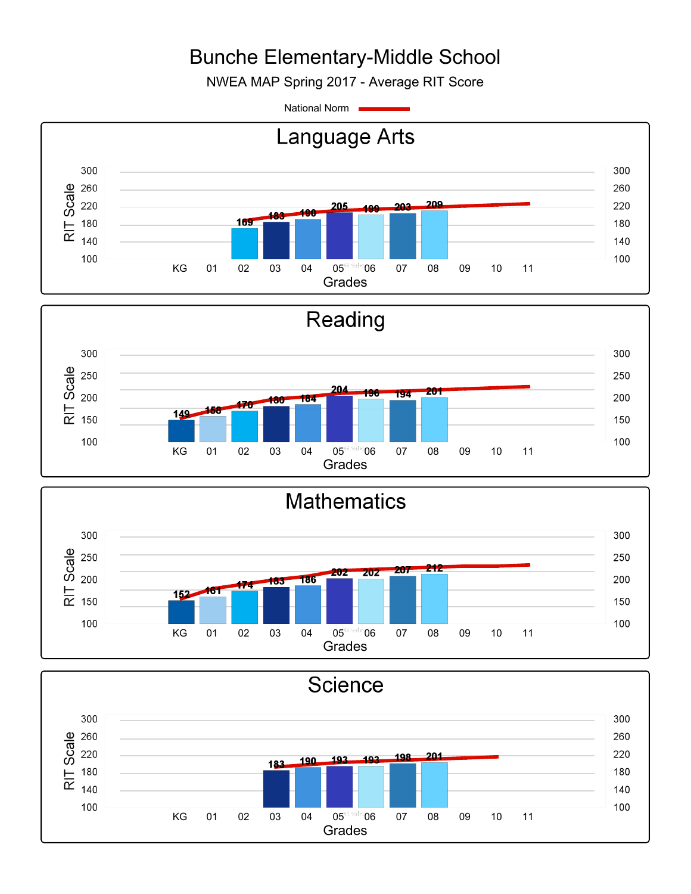# Bunche Elementary-Middle School

NWEA MAP Spring 2017 - Average RIT Score

National Norm

## Language Arts

| Grades | KG | 01 | 02 | 03 | 04 | 05 | 06 | 07 | 08 | 09 | 10 | 11 |
|---|---|---|---|---|---|---|---|---|---|---|---|---|
| RIT Scale | | | 169 | 183 | 190 | 205 | 199 | 203 | 209 | | | |

## Reading

| Grades | KG | 01 | 02 | 03 | 04 | 05 | 06 | 07 | 08 | 09 | 10 | 11 |
|---|---|---|---|---|---|---|---|---|---|---|---|---|
| RIT Scale | 149 | 158 | 170 | 180 | 184 | 204 | 196 | 194 | 201 | | | |

## Mathematics

| Grades | KG | 01 | 02 | 03 | 04 | 05 | 06 | 07 | 08 | 09 | 10 | 11 |
|---|---|---|---|---|---|---|---|---|---|---|---|---|
| RIT Scale | 152 | 161 | 174 | 183 | 186 | 202 | 202 | 207 | 212 | | | |

## Science

| Grades | KG | 01 | 02 | 03 | 04 | 05 | 06 | 07 | 08 | 09 | 10 | 11 |
|---|---|---|---|---|---|---|---|---|---|---|---|---|
| RIT Scale | | | | 183 | 190 | 193 | 193 | 198 | 201 | | | |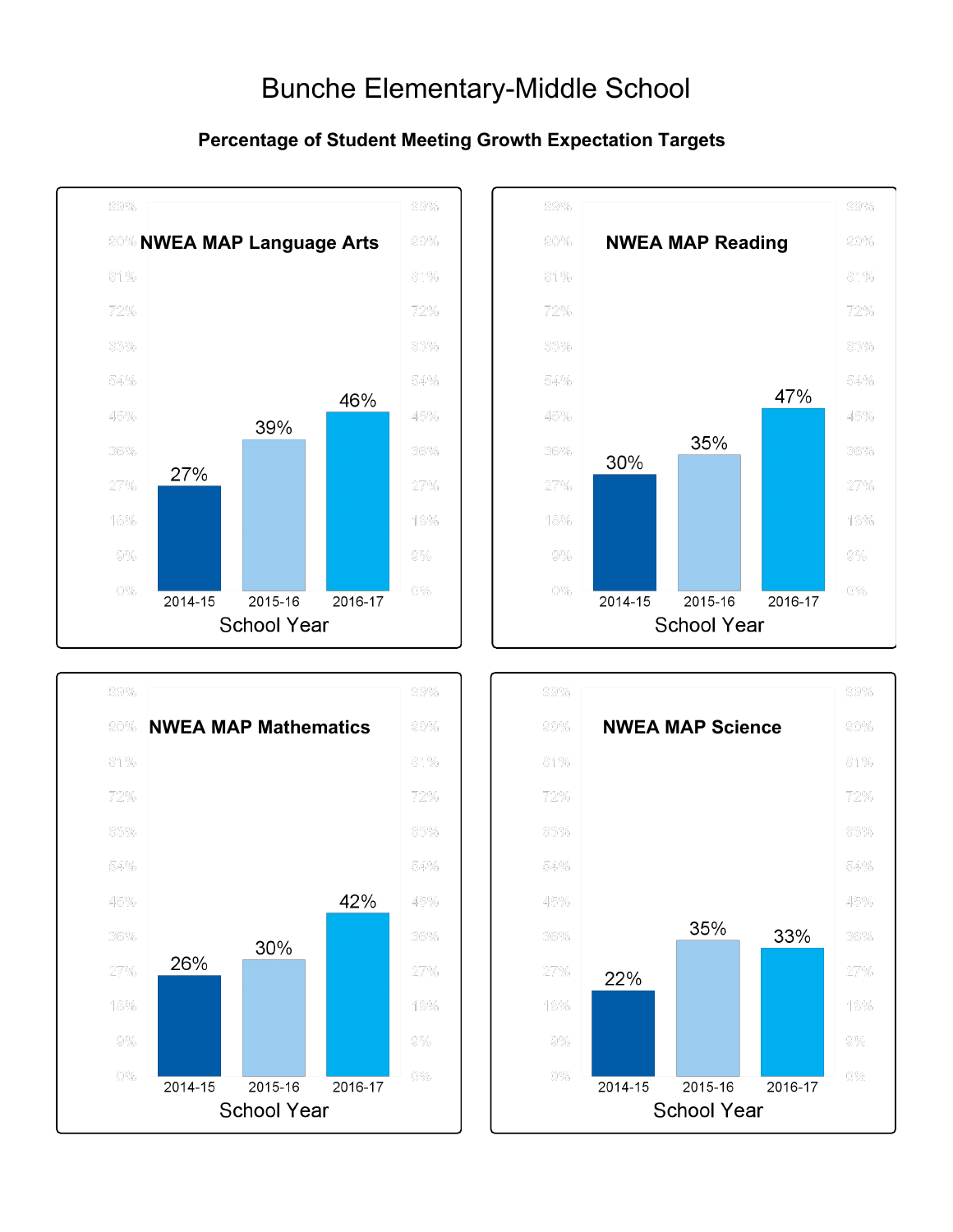# Bunche Elementary-Middle School

**Percentage of Student Meeting Growth Expectation Targets**

**NWEA MAP Language Arts**

27%
39%
46%

2014-15
2015-16
2016-17

School Year

**NWEA MAP Reading**

30%
35%
47%

2014-15
2015-16
2016-17

School Year

**NWEA MAP Mathematics**

26%
30%
42%

2014-15
2015-16
2016-17

School Year

**NWEA MAP Science**

22%
35%
33%

2014-15
2015-16
2016-17

School Year